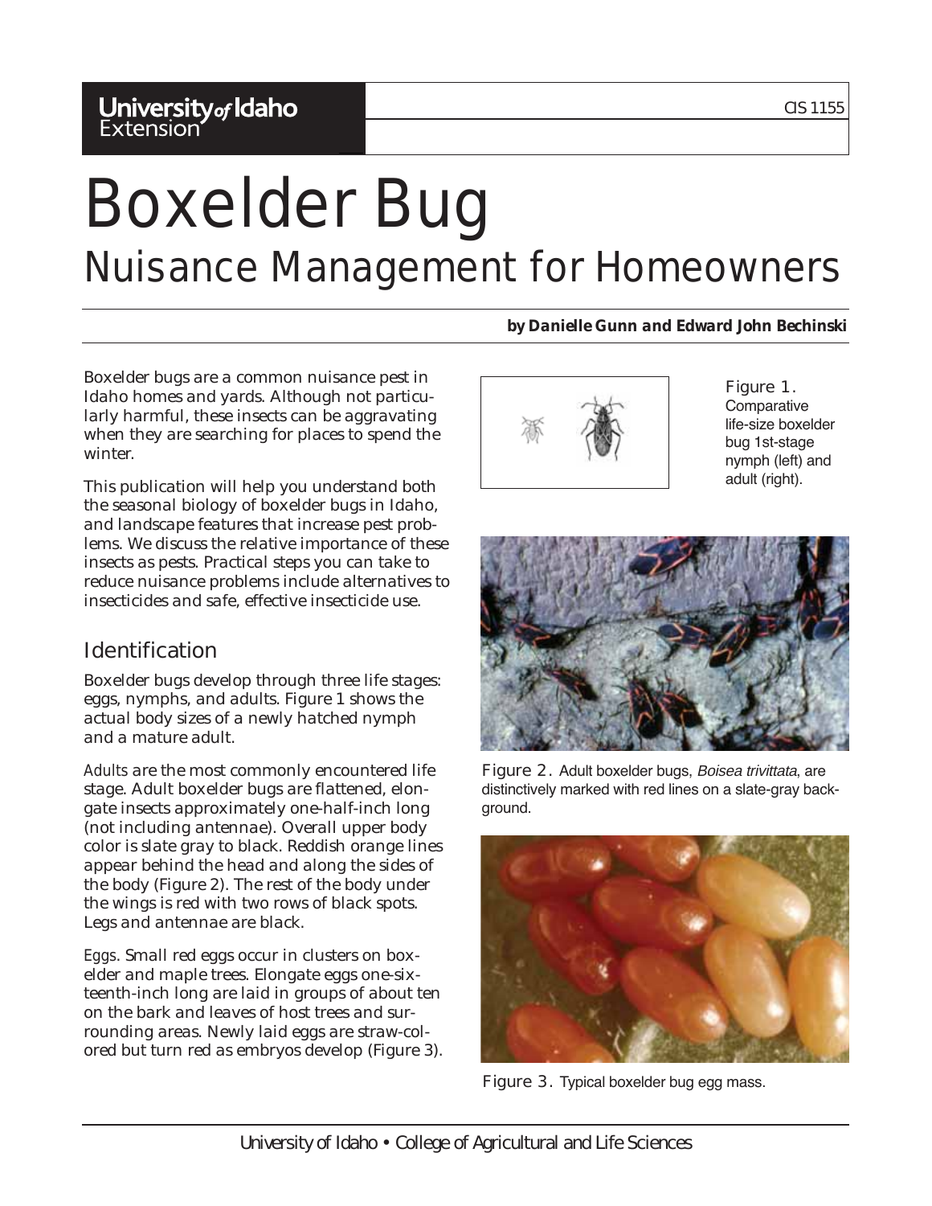University of Idaho Extension

CIS 1155

# Boxelder Bug

## Nuisance Management for Homeowners

***by Danielle Gunn and Edward John Bechinski***

Boxelder bugs are a common nuisance pest in Idaho homes and yards. Although not particularly harmful, these insects can be aggravating when they are searching for places to spend the winter.

This publication will help you understand both the seasonal biology of boxelder bugs in Idaho, and landscape features that increase pest problems. We discuss the relative importance of these insects as pests. Practical steps you can take to reduce nuisance problems include alternatives to insecticides and safe, effective insecticide use.

Figure 1. Comparative life-size boxelder bug 1st-stage nymph (left) and adult (right).

Figure 2. Adult boxelder bugs, *Boisea trivittata*, are distinctively marked with red lines on a slate-gray background.

Figure 3. Typical boxelder bug egg mass.

## Identification

Boxelder bugs develop through three life stages: eggs, nymphs, and adults. Figure 1 shows the actual body sizes of a newly hatched nymph and a mature adult.

*Adults* are the most commonly encountered life stage. Adult boxelder bugs are flattened, elongate insects approximately one-half-inch long (not including antennae). Overall upper body color is slate gray to black. Reddish orange lines appear behind the head and along the sides of the body (Figure 2). The rest of the body under the wings is red with two rows of black spots. Legs and antennae are black.

*Eggs*. Small red eggs occur in clusters on boxelder and maple trees. Elongate eggs one-sixteenth-inch long are laid in groups of about ten on the bark and leaves of host trees and surrounding areas. Newly laid eggs are straw-colored but turn red as embryos develop (Figure 3).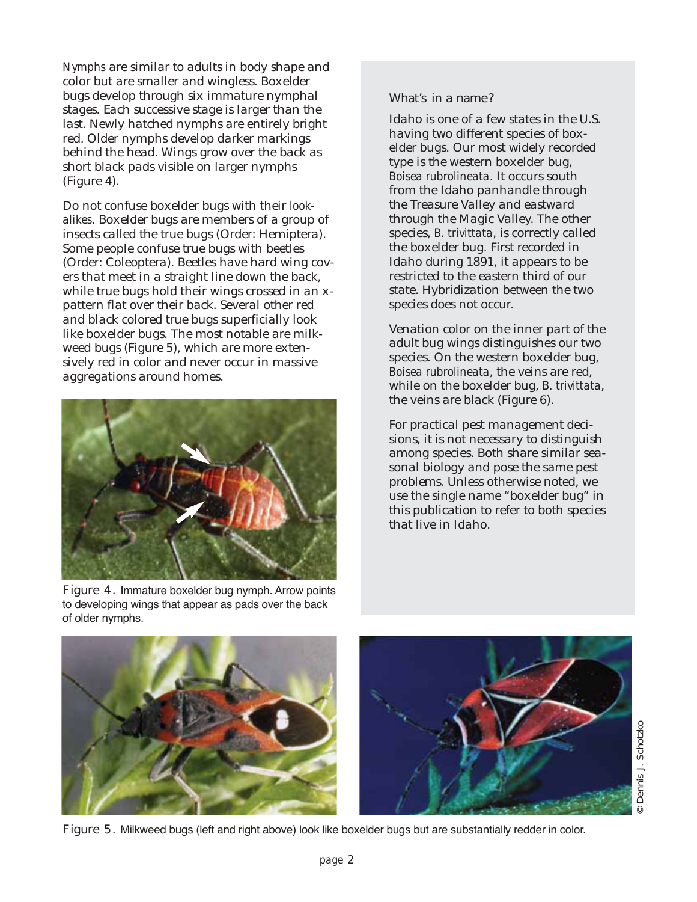*Nymphs* are similar to adults in body shape and color but are smaller and wingless. Boxelder bugs develop through six immature nymphal stages. Each successive stage is larger than the last. Newly hatched nymphs are entirely bright red. Older nymphs develop darker markings behind the head. Wings grow over the back as short black pads visible on larger nymphs (Figure 4).

Do not confuse boxelder bugs with their *look-alikes*. Boxelder bugs are members of a group of insects called the true bugs (Order: Hemiptera). Some people confuse true bugs with beetles (Order: Coleoptera). Beetles have hard wing covers that meet in a straight line down the back, while true bugs hold their wings crossed in an x-pattern flat over their back. Several other red and black colored true bugs superficially look like boxelder bugs. The most notable are milkweed bugs (Figure 5), which are more extensively red in color and never occur in massive aggregations around homes.

Figure 4. Immature boxelder bug nymph. Arrow points to developing wings that appear as pads over the back of older nymphs.

### What's in a name?

Idaho is one of a few states in the U.S. having two different species of boxelder bugs. Our most widely recorded type is the western boxelder bug, *Boisea rubrolineata*. It occurs south from the Idaho panhandle through the Treasure Valley and eastward through the Magic Valley. The other species, *B. trivittata*, is correctly called the boxelder bug. First recorded in Idaho during 1891, it appears to be restricted to the eastern third of our state. Hybridization between the two species does not occur.

Venation color on the inner part of the adult bug wings distinguishes our two species. On the western boxelder bug, *Boisea rubrolineata*, the veins are red, while on the boxelder bug, *B. trivittata*, the veins are black (Figure 6).

For practical pest management decisions, it is not necessary to distinguish among species. Both share similar seasonal biology and pose the same pest problems. Unless otherwise noted, we use the single name "boxelder bug" in this publication to refer to both species that live in Idaho.

© Dennis J. Schotzko

Figure 5. Milkweed bugs (left and right above) look like boxelder bugs but are substantially redder in color.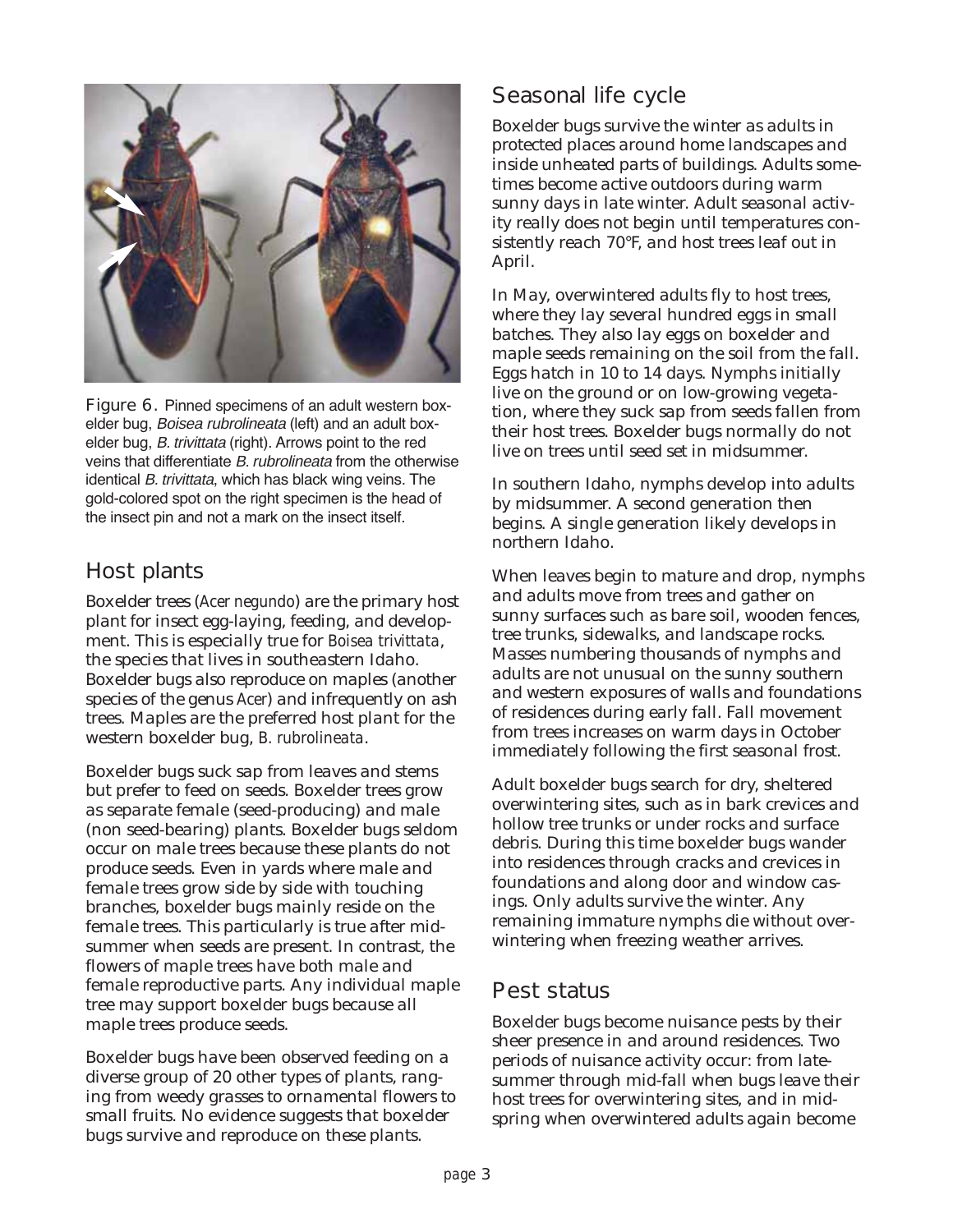Figure 6. Pinned specimens of an adult western boxelder bug, *Boisea rubrolineata* (left) and an adult boxelder bug, *B. trivittata* (right). Arrows point to the red veins that differentiate *B. rubrolineata* from the otherwise identical *B. trivittata*, which has black wing veins. The gold-colored spot on the right specimen is the head of the insect pin and not a mark on the insect itself.

## Host plants

Boxelder trees (*Acer negundo*) are the primary host plant for insect egg-laying, feeding, and development. This is especially true for *Boisea trivittata*, the species that lives in southeastern Idaho. Boxelder bugs also reproduce on maples (another species of the genus *Acer*) and infrequently on ash trees. Maples are the preferred host plant for the western boxelder bug, *B. rubrolineata*.

Boxelder bugs suck sap from leaves and stems but prefer to feed on seeds. Boxelder trees grow as separate female (seed-producing) and male (non seed-bearing) plants. Boxelder bugs seldom occur on male trees because these plants do not produce seeds. Even in yards where male and female trees grow side by side with touching branches, boxelder bugs mainly reside on the female trees. This particularly is true after midsummer when seeds are present. In contrast, the flowers of maple trees have both male and female reproductive parts. Any individual maple tree may support boxelder bugs because all maple trees produce seeds.

Boxelder bugs have been observed feeding on a diverse group of 20 other types of plants, ranging from weedy grasses to ornamental flowers to small fruits. No evidence suggests that boxelder bugs survive and reproduce on these plants.

## Seasonal life cycle

Boxelder bugs survive the winter as adults in protected places around home landscapes and inside unheated parts of buildings. Adults sometimes become active outdoors during warm sunny days in late winter. Adult seasonal activity really does not begin until temperatures consistently reach 70°F, and host trees leaf out in April.

In May, overwintered adults fly to host trees, where they lay several hundred eggs in small batches. They also lay eggs on boxelder and maple seeds remaining on the soil from the fall. Eggs hatch in 10 to 14 days. Nymphs initially live on the ground or on low-growing vegetation, where they suck sap from seeds fallen from their host trees. Boxelder bugs normally do not live on trees until seed set in midsummer.

In southern Idaho, nymphs develop into adults by midsummer. A second generation then begins. A single generation likely develops in northern Idaho.

When leaves begin to mature and drop, nymphs and adults move from trees and gather on sunny surfaces such as bare soil, wooden fences, tree trunks, sidewalks, and landscape rocks. Masses numbering thousands of nymphs and adults are not unusual on the sunny southern and western exposures of walls and foundations of residences during early fall. Fall movement from trees increases on warm days in October immediately following the first seasonal frost.

Adult boxelder bugs search for dry, sheltered overwintering sites, such as in bark crevices and hollow tree trunks or under rocks and surface debris. During this time boxelder bugs wander into residences through cracks and crevices in foundations and along door and window casings. Only adults survive the winter. Any remaining immature nymphs die without overwintering when freezing weather arrives.

## Pest status

Boxelder bugs become nuisance pests by their sheer presence in and around residences. Two periods of nuisance activity occur: from late-summer through mid-fall when bugs leave their host trees for overwintering sites, and in mid-spring when overwintered adults again become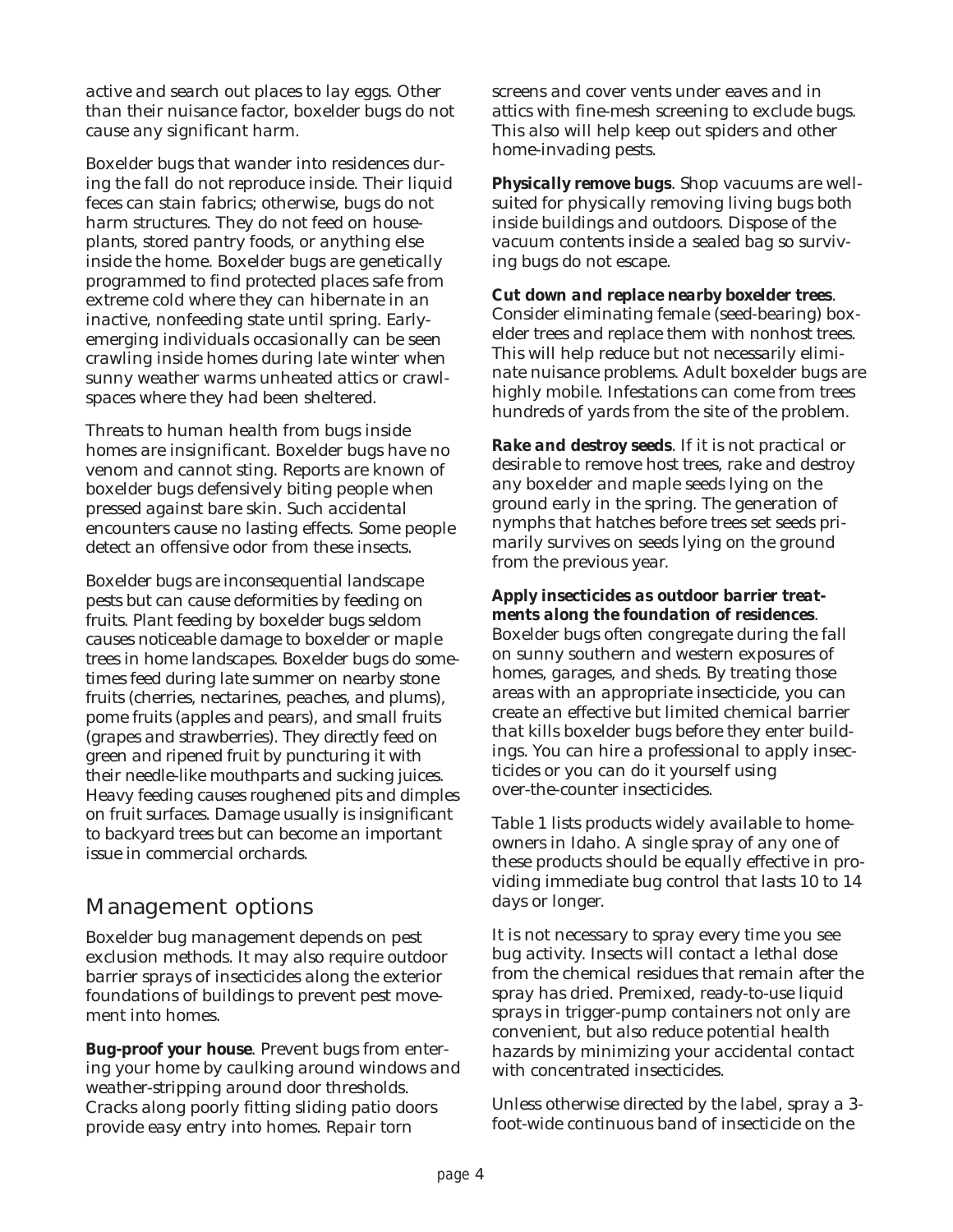active and search out places to lay eggs. Other than their nuisance factor, boxelder bugs do not cause any significant harm.

Boxelder bugs that wander into residences during the fall do not reproduce inside. Their liquid feces can stain fabrics; otherwise, bugs do not harm structures. They do not feed on houseplants, stored pantry foods, or anything else inside the home. Boxelder bugs are genetically programmed to find protected places safe from extreme cold where they can hibernate in an inactive, nonfeeding state until spring. Early-emerging individuals occasionally can be seen crawling inside homes during late winter when sunny weather warms unheated attics or crawlspaces where they had been sheltered.

Threats to human health from bugs inside homes are insignificant. Boxelder bugs have no venom and cannot sting. Reports are known of boxelder bugs defensively biting people when pressed against bare skin. Such accidental encounters cause no lasting effects. Some people detect an offensive odor from these insects.

Boxelder bugs are inconsequential landscape pests but can cause deformities by feeding on fruits. Plant feeding by boxelder bugs seldom causes noticeable damage to boxelder or maple trees in home landscapes. Boxelder bugs do sometimes feed during late summer on nearby stone fruits (cherries, nectarines, peaches, and plums), pome fruits (apples and pears), and small fruits (grapes and strawberries). They directly feed on green and ripened fruit by puncturing it with their needle-like mouthparts and sucking juices. Heavy feeding causes roughened pits and dimples on fruit surfaces. Damage usually is insignificant to backyard trees but can become an important issue in commercial orchards.

## Management options

Boxelder bug management depends on pest exclusion methods. It may also require outdoor barrier sprays of insecticides along the exterior foundations of buildings to prevent pest movement into homes.

**Bug-proof your house**. Prevent bugs from entering your home by caulking around windows and weather-stripping around door thresholds. Cracks along poorly fitting sliding patio doors provide easy entry into homes. Repair torn screens and cover vents under eaves and in attics with fine-mesh screening to exclude bugs. This also will help keep out spiders and other home-invading pests.

**Physically remove bugs**. Shop vacuums are well-suited for physically removing living bugs both inside buildings and outdoors. Dispose of the vacuum contents inside a sealed bag so surviving bugs do not escape.

**Cut down and replace nearby boxelder trees**. Consider eliminating female (seed-bearing) boxelder trees and replace them with nonhost trees. This will help reduce but not necessarily eliminate nuisance problems. Adult boxelder bugs are highly mobile. Infestations can come from trees hundreds of yards from the site of the problem.

**Rake and destroy seeds**. If it is not practical or desirable to remove host trees, rake and destroy any boxelder and maple seeds lying on the ground early in the spring. The generation of nymphs that hatches before trees set seeds primarily survives on seeds lying on the ground from the previous year.

**Apply insecticides as outdoor barrier treatments along the foundation of residences**. Boxelder bugs often congregate during the fall on sunny southern and western exposures of homes, garages, and sheds. By treating those areas with an appropriate insecticide, you can create an effective but limited chemical barrier that kills boxelder bugs before they enter buildings. You can hire a professional to apply insecticides or you can do it yourself using over-the-counter insecticides.

Table 1 lists products widely available to homeowners in Idaho. A single spray of any one of these products should be equally effective in providing immediate bug control that lasts 10 to 14 days or longer.

It is not necessary to spray every time you see bug activity. Insects will contact a lethal dose from the chemical residues that remain after the spray has dried. Premixed, ready-to-use liquid sprays in trigger-pump containers not only are convenient, but also reduce potential health hazards by minimizing your accidental contact with concentrated insecticides.

Unless otherwise directed by the label, spray a 3-foot-wide continuous band of insecticide on the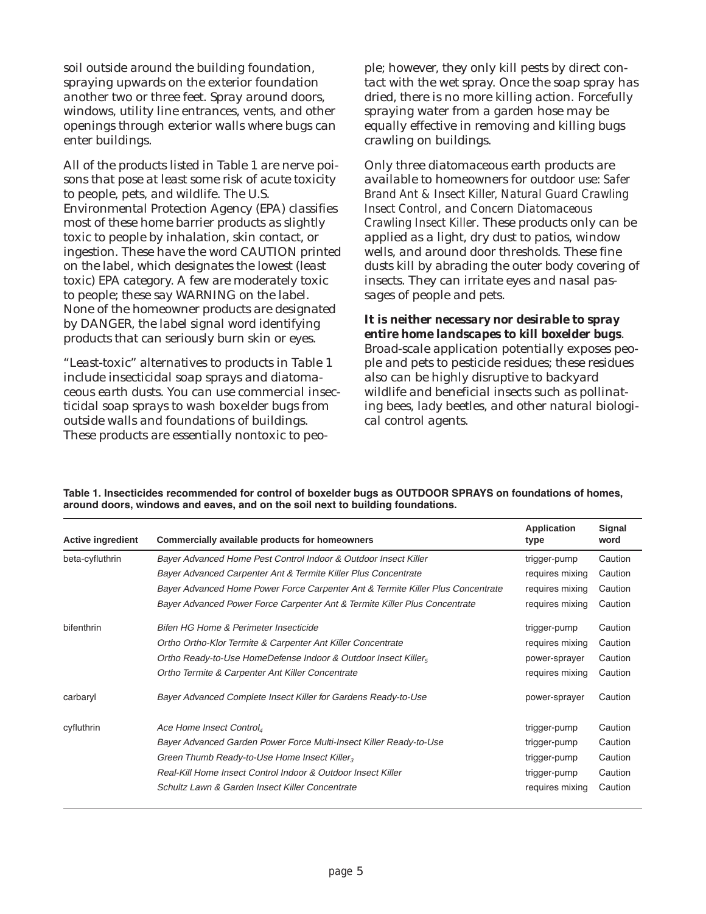soil outside around the building foundation, spraying upwards on the exterior foundation another two or three feet. Spray around doors, windows, utility line entrances, vents, and other openings through exterior walls where bugs can enter buildings.

All of the products listed in Table 1 are nerve poisons that pose at least some risk of acute toxicity to people, pets, and wildlife. The U.S. Environmental Protection Agency (EPA) classifies most of these home barrier products as slightly toxic to people by inhalation, skin contact, or ingestion. These have the word CAUTION printed on the label, which designates the lowest (least toxic) EPA category. A few are moderately toxic to people; these say WARNING on the label. None of the homeowner products are designated by DANGER, the label signal word identifying products that can seriously burn skin or eyes.

"Least-toxic" alternatives to products in Table 1 include insecticidal soap sprays and diatomaceous earth dusts. You can use commercial insecticidal soap sprays to wash boxelder bugs from outside walls and foundations of buildings. These products are essentially nontoxic to people; however, they only kill pests by direct contact with the wet spray. Once the soap spray has dried, there is no more killing action. Forcefully spraying water from a garden hose may be equally effective in removing and killing bugs crawling on buildings.

Only three diatomaceous earth products are available to homeowners for outdoor use: *Safer Brand Ant & Insect Killer*, *Natural Guard Crawling Insect Control*, and *Concern Diatomaceous Crawling Insect Killer*. These products only can be applied as a light, dry dust to patios, window wells, and around door thresholds. These fine dusts kill by abrading the outer body covering of insects. They can irritate eyes and nasal passages of people and pets.

***It is neither necessary nor desirable to spray entire home landscapes to kill boxelder bugs***. Broad-scale application potentially exposes people and pets to pesticide residues; these residues also can be highly disruptive to backyard wildlife and beneficial insects such as pollinating bees, lady beetles, and other natural biological control agents.

**Table 1. Insecticides recommended for control of boxelder bugs as OUTDOOR SPRAYS on foundations of homes, around doors, windows and eaves, and on the soil next to building foundations.**

| Active ingredient | Commercially available products for homeowners | Application type | Signal word |
|---|---|---|---|
| beta-cyfluthrin | *Bayer Advanced Home Pest Control Indoor & Outdoor Insect Killer* | trigger-pump | Caution |
| | *Bayer Advanced Carpenter Ant & Termite Killer Plus Concentrate* | requires mixing | Caution |
| | *Bayer Advanced Home Power Force Carpenter Ant & Termite Killer Plus Concentrate* | requires mixing | Caution |
| | *Bayer Advanced Power Force Carpenter Ant & Termite Killer Plus Concentrate* | requires mixing | Caution |
| bifenthrin | *Bifen HG Home & Perimeter Insecticide* | trigger-pump | Caution |
| | *Ortho Ortho-Klor Termite & Carpenter Ant Killer Concentrate* | requires mixing | Caution |
| | *Ortho Ready-to-Use HomeDefense Indoor & Outdoor Insect Killer*[5] | power-sprayer | Caution |
| | *Ortho Termite & Carpenter Ant Killer Concentrate* | requires mixing | Caution |
| carbaryl | *Bayer Advanced Complete Insect Killer for Gardens Ready-to-Use* | power-sprayer | Caution |
| cyfluthrin | *Ace Home Insect Control*[4] | trigger-pump | Caution |
| | *Bayer Advanced Garden Power Force Multi-Insect Killer Ready-to-Use* | trigger-pump | Caution |
| | *Green Thumb Ready-to-Use Home Insect Killer*[3] | trigger-pump | Caution |
| | *Real-Kill Home Insect Control Indoor & Outdoor Insect Killer* | trigger-pump | Caution |
| | *Schultz Lawn & Garden Insect Killer Concentrate* | requires mixing | Caution |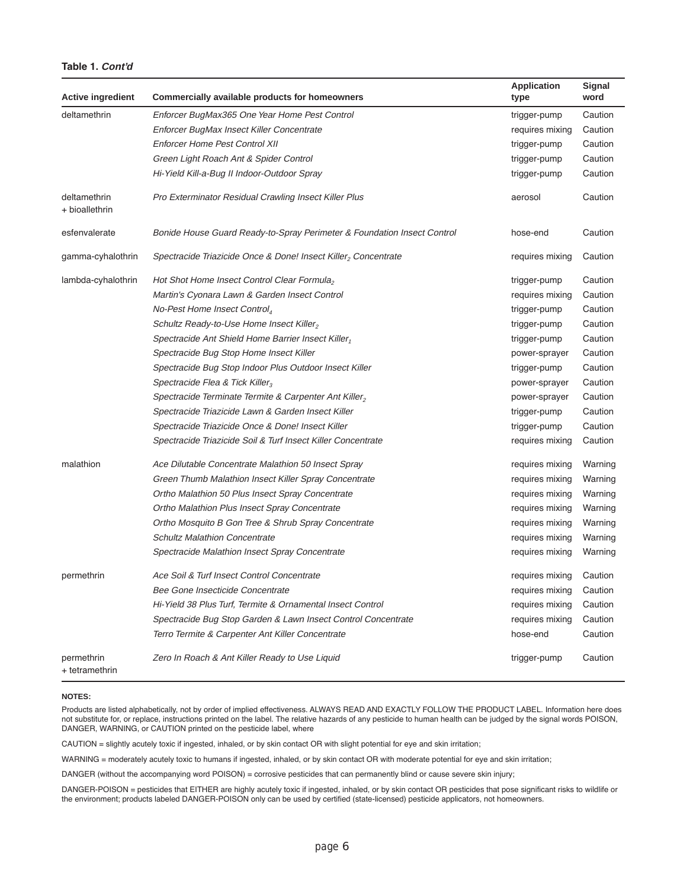**Table 1.** ***Cont'd***

| Active ingredient | Commercially available products for homeowners | Application type | Signal word |
|---|---|---|---|
| deltamethrin | *Enforcer BugMax365 One Year Home Pest Control* | trigger-pump | Caution |
| | *Enforcer BugMax Insect Killer Concentrate* | requires mixing | Caution |
| | *Enforcer Home Pest Control XII* | trigger-pump | Caution |
| | *Green Light Roach Ant & Spider Control* | trigger-pump | Caution |
| | *Hi-Yield Kill-a-Bug II Indoor-Outdoor Spray* | trigger-pump | Caution |
| deltamethrin + bioallethrin | *Pro Exterminator Residual Crawling Insect Killer Plus* | aerosol | Caution |
| esfenvalerate | *Bonide House Guard Ready-to-Spray Perimeter & Foundation Insect Control* | hose-end | Caution |
| gamma-cyhalothrin | *Spectracide Triazicide Once & Done! Insect Killer*$_2$ *Concentrate* | requires mixing | Caution |
| lambda-cyhalothrin | *Hot Shot Home Insect Control Clear Formula*$_2$ | trigger-pump | Caution |
| | *Martin's Cyonara Lawn & Garden Insect Control* | requires mixing | Caution |
| | *No-Pest Home Insect Control*$_4$ | trigger-pump | Caution |
| | *Schultz Ready-to-Use Home Insect Killer*$_2$ | trigger-pump | Caution |
| | *Spectracide Ant Shield Home Barrier Insect Killer*$_1$ | trigger-pump | Caution |
| | *Spectracide Bug Stop Home Insect Killer* | power-sprayer | Caution |
| | *Spectracide Bug Stop Indoor Plus Outdoor Insect Killer* | trigger-pump | Caution |
| | *Spectracide Flea & Tick Killer*$_3$ | power-sprayer | Caution |
| | *Spectracide Terminate Termite & Carpenter Ant Killer*$_2$ | power-sprayer | Caution |
| | *Spectracide Triazicide Lawn & Garden Insect Killer* | trigger-pump | Caution |
| | *Spectracide Triazicide Once & Done! Insect Killer* | trigger-pump | Caution |
| | *Spectracide Triazicide Soil & Turf Insect Killer Concentrate* | requires mixing | Caution |
| malathion | *Ace Dilutable Concentrate Malathion 50 Insect Spray* | requires mixing | Warning |
| | *Green Thumb Malathion Insect Killer Spray Concentrate* | requires mixing | Warning |
| | *Ortho Malathion 50 Plus Insect Spray Concentrate* | requires mixing | Warning |
| | *Ortho Malathion Plus Insect Spray Concentrate* | requires mixing | Warning |
| | *Ortho Mosquito B Gon Tree & Shrub Spray Concentrate* | requires mixing | Warning |
| | *Schultz Malathion Concentrate* | requires mixing | Warning |
| | *Spectracide Malathion Insect Spray Concentrate* | requires mixing | Warning |
| permethrin | *Ace Soil & Turf Insect Control Concentrate* | requires mixing | Caution |
| | *Bee Gone Insecticide Concentrate* | requires mixing | Caution |
| | *Hi-Yield 38 Plus Turf, Termite & Ornamental Insect Control* | requires mixing | Caution |
| | *Spectracide Bug Stop Garden & Lawn Insect Control Concentrate* | requires mixing | Caution |
| | *Terro Termite & Carpenter Ant Killer Concentrate* | hose-end | Caution |
| permethrin + tetramethrin | *Zero In Roach & Ant Killer Ready to Use Liquid* | trigger-pump | Caution |

**NOTES:**

Products are listed alphabetically, not by order of implied effectiveness. ALWAYS READ AND EXACTLY FOLLOW THE PRODUCT LABEL. Information here does not substitute for, or replace, instructions printed on the label. The relative hazards of any pesticide to human health can be judged by the signal words POISON, DANGER, WARNING, or CAUTION printed on the pesticide label, where

CAUTION = slightly acutely toxic if ingested, inhaled, or by skin contact OR with slight potential for eye and skin irritation;

WARNING = moderately acutely toxic to humans if ingested, inhaled, or by skin contact OR with moderate potential for eye and skin irritation;

DANGER (without the accompanying word POISON) = corrosive pesticides that can permanently blind or cause severe skin injury;

DANGER-POISON = pesticides that EITHER are highly acutely toxic if ingested, inhaled, or by skin contact OR pesticides that pose significant risks to wildlife or the environment; products labeled DANGER-POISON only can be used by certified (state-licensed) pesticide applicators, not homeowners.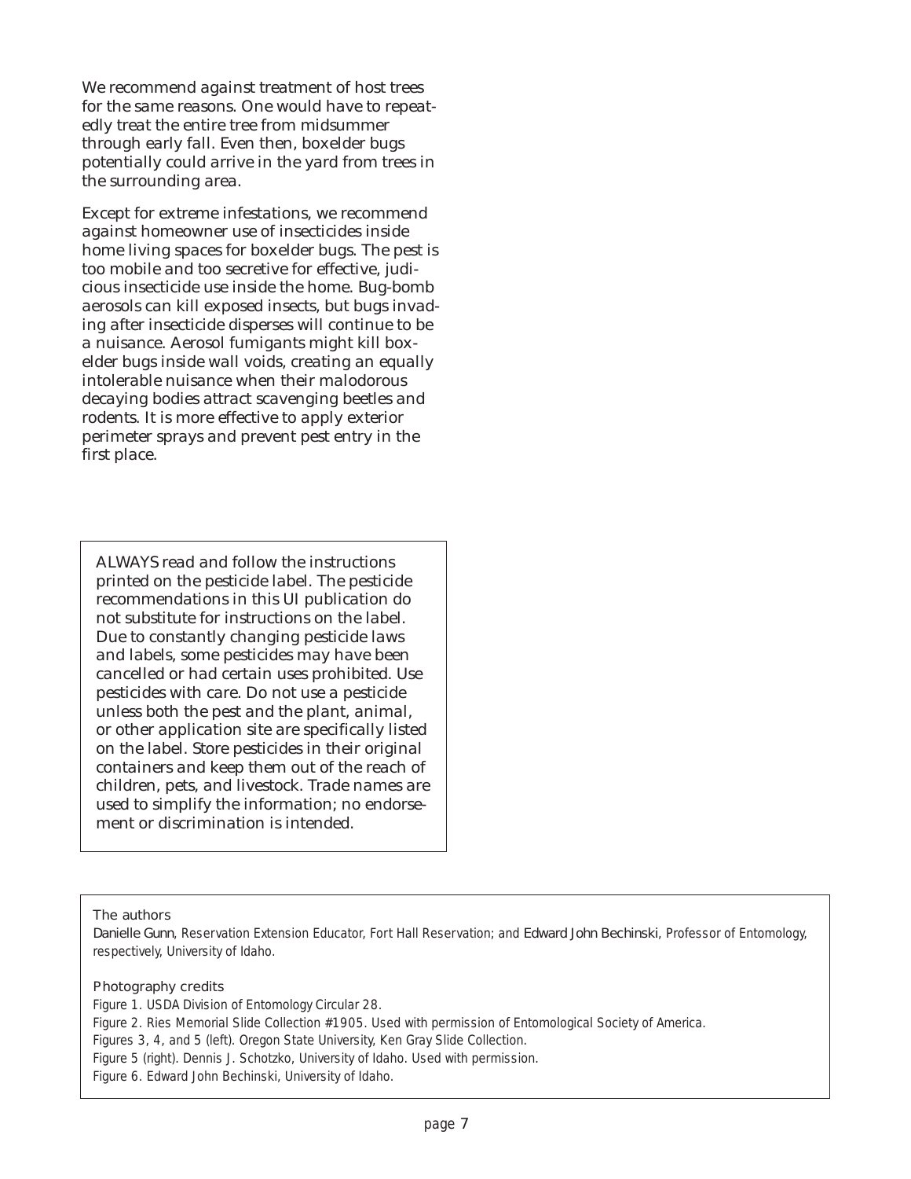We recommend against treatment of host trees for the same reasons. One would have to repeatedly treat the entire tree from midsummer through early fall. Even then, boxelder bugs potentially could arrive in the yard from trees in the surrounding area.

Except for extreme infestations, we recommend against homeowner use of insecticides inside home living spaces for boxelder bugs. The pest is too mobile and too secretive for effective, judicious insecticide use inside the home. Bug-bomb aerosols can kill exposed insects, but bugs invading after insecticide disperses will continue to be a nuisance. Aerosol fumigants might kill boxelder bugs inside wall voids, creating an equally intolerable nuisance when their malodorous decaying bodies attract scavenging beetles and rodents. It is more effective to apply exterior perimeter sprays and prevent pest entry in the first place.

ALWAYS read and follow the instructions printed on the pesticide label. The pesticide recommendations in this UI publication do not substitute for instructions on the label. Due to constantly changing pesticide laws and labels, some pesticides may have been cancelled or had certain uses prohibited. Use pesticides with care. Do not use a pesticide unless both the pest and the plant, animal, or other application site are specifically listed on the label. Store pesticides in their original containers and keep them out of the reach of children, pets, and livestock. Trade names are used to simplify the information; no endorsement or discrimination is intended.

The authors

Danielle Gunn, Reservation Extension Educator, Fort Hall Reservation; and Edward John Bechinski, Professor of Entomology, respectively, University of Idaho.

Photography credits

Figure 1. USDA Division of Entomology Circular 28.

Figure 2. Ries Memorial Slide Collection #1905. Used with permission of Entomological Society of America.

Figures 3, 4, and 5 (left). Oregon State University, Ken Gray Slide Collection.

Figure 5 (right). Dennis J. Schotzko, University of Idaho. Used with permission.

Figure 6. Edward John Bechinski, University of Idaho.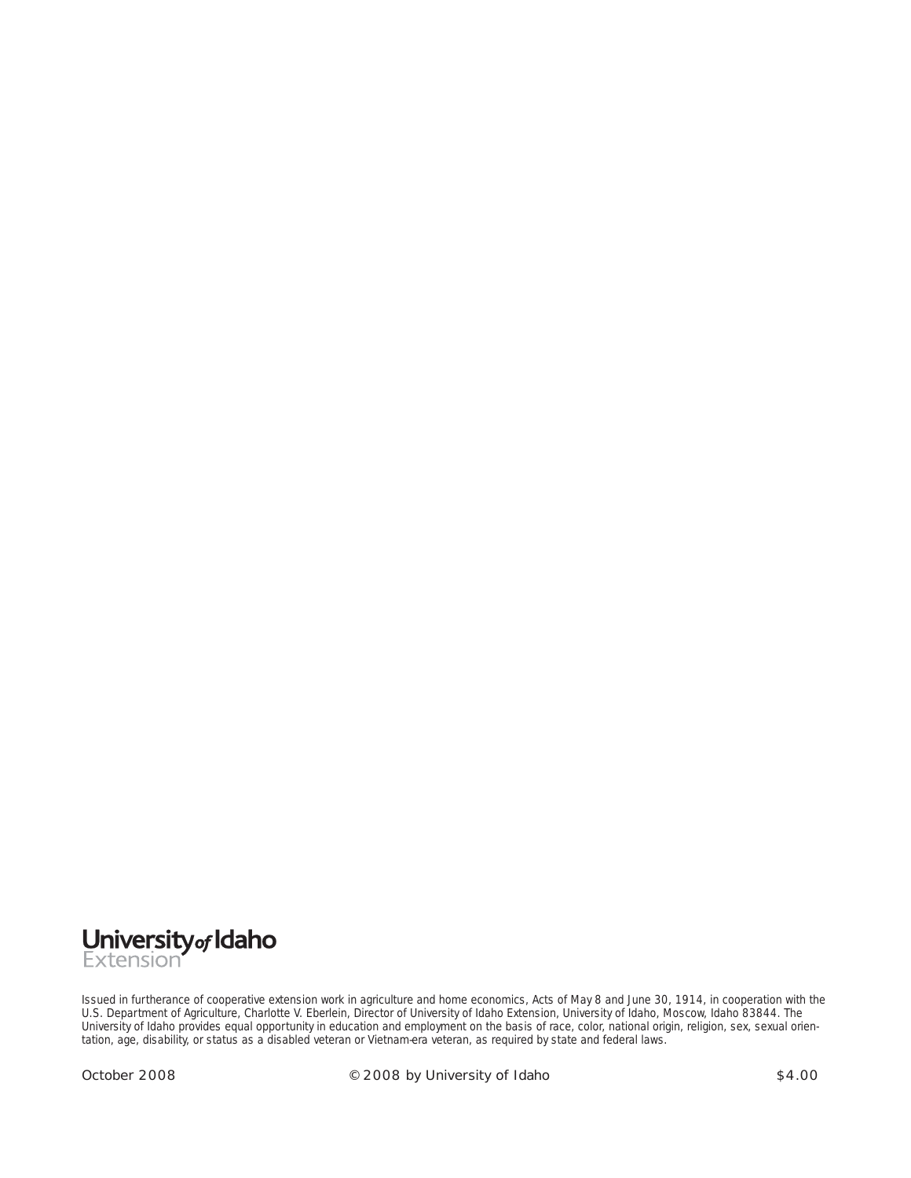University of Idaho
Extension

Issued in furtherance of cooperative extension work in agriculture and home economics, Acts of May 8 and June 30, 1914, in cooperation with the U.S. Department of Agriculture, Charlotte V. Eberlein, Director of University of Idaho Extension, University of Idaho, Moscow, Idaho 83844. The University of Idaho provides equal opportunity in education and employment on the basis of race, color, national origin, religion, sex, sexual orientation, age, disability, or status as a disabled veteran or Vietnam-era veteran, as required by state and federal laws.

October 2008 © 2008 by University of Idaho $4.00